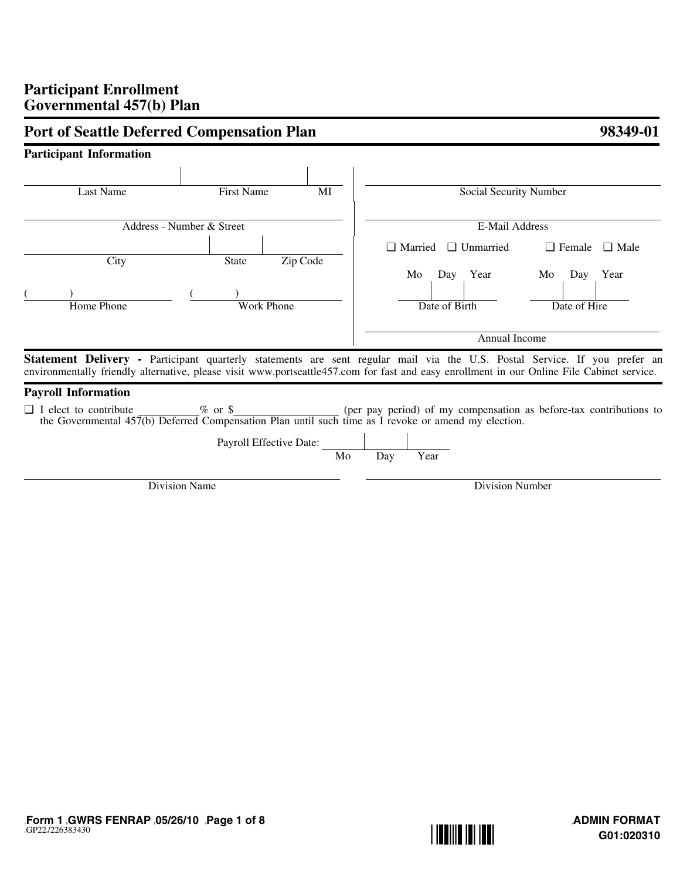# Participant Enrollment
# Governmental 457(b) Plan

## Port of Seattle Deferred Compensation Plan — 98349-01

### Participant Information

| Last Name | First Name | MI |
|---|---|---|
| | | |

Address - Number & Street

| City | State | Zip Code |
|---|---|---|
| | | |

(      ) Home Phone

(      ) Work Phone

Social Security Number

E-Mail Address

☐ Married ☐ Unmarried

☐ Female ☐ Male

Date of Birth (Mo / Day / Year)

Date of Hire (Mo / Day / Year)

Annual Income

**Statement Delivery -** Participant quarterly statements are sent regular mail via the U.S. Postal Service. If you prefer an environmentally friendly alternative, please visit www.portseattle457.com for fast and easy enrollment in our Online File Cabinet service.

### Payroll Information

☐ I elect to contribute ________% or $______________ (per pay period) of my compensation as before-tax contributions to the Governmental 457(b) Deferred Compensation Plan until such time as I revoke or amend my election.

Payroll Effective Date: ____ Mo ____ Day ____ Year

Division Name

Division Number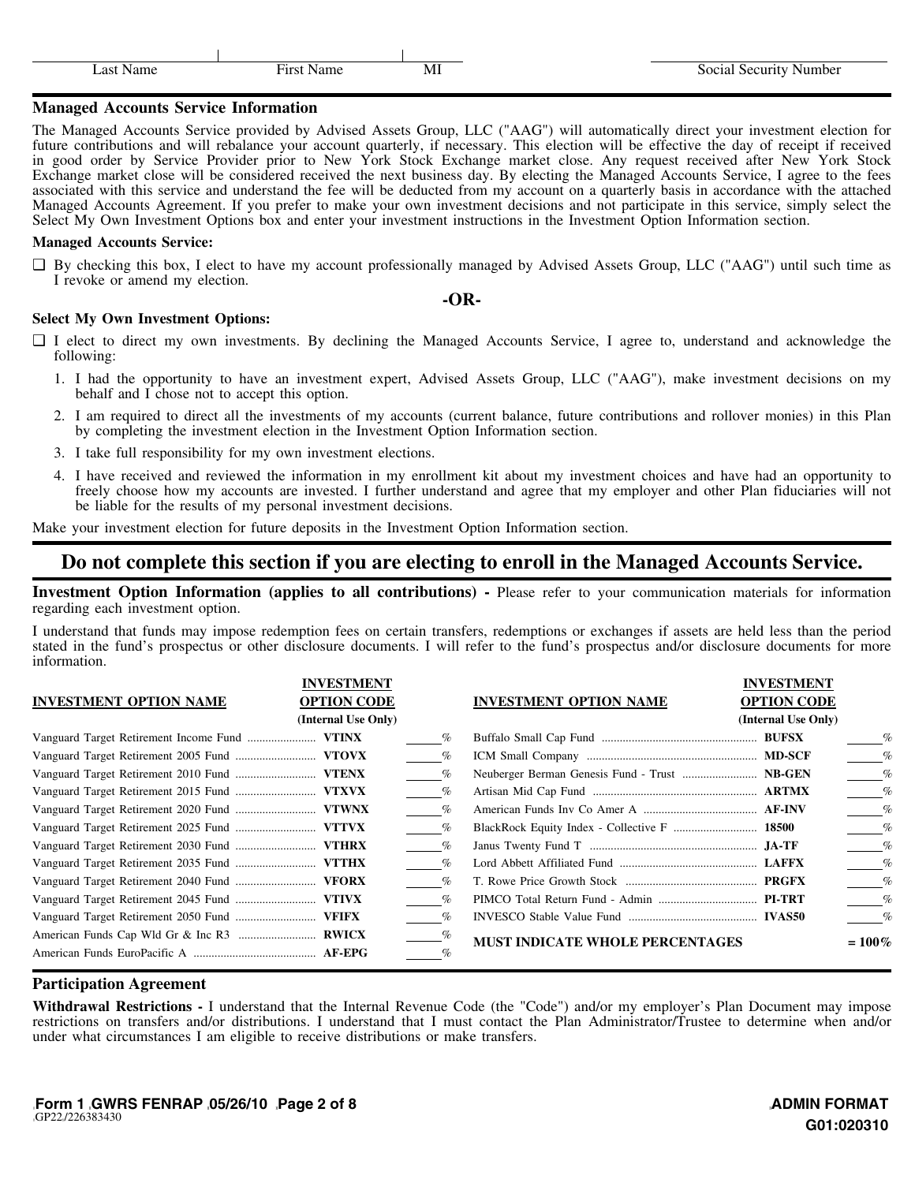| Last Name | First Name | MI | Social Security Number |
|---|---|---|---|
| | | | |

## Managed Accounts Service Information

The Managed Accounts Service provided by Advised Assets Group, LLC ("AAG") will automatically direct your investment election for future contributions and will rebalance your account quarterly, if necessary. This election will be effective the day of receipt if received in good order by Service Provider prior to New York Stock Exchange market close. Any request received after New York Stock Exchange market close will be considered received the next business day. By electing the Managed Accounts Service, I agree to the fees associated with this service and understand the fee will be deducted from my account on a quarterly basis in accordance with the attached Managed Accounts Agreement. If you prefer to make your own investment decisions and not participate in this service, simply select the Select My Own Investment Options box and enter your investment instructions in the Investment Option Information section.

**Managed Accounts Service:**

❑ By checking this box, I elect to have my account professionally managed by Advised Assets Group, LLC ("AAG") until such time as I revoke or amend my election.

**-OR-**

**Select My Own Investment Options:**

❑ I elect to direct my own investments. By declining the Managed Accounts Service, I agree to, understand and acknowledge the following:

1. I had the opportunity to have an investment expert, Advised Assets Group, LLC ("AAG"), make investment decisions on my behalf and I chose not to accept this option.
2. I am required to direct all the investments of my accounts (current balance, future contributions and rollover monies) in this Plan by completing the investment election in the Investment Option Information section.
3. I take full responsibility for my own investment elections.
4. I have received and reviewed the information in my enrollment kit about my investment choices and have had an opportunity to freely choose how my accounts are invested. I further understand and agree that my employer and other Plan fiduciaries will not be liable for the results of my personal investment decisions.

Make your investment election for future deposits in the Investment Option Information section.

## Do not complete this section if you are electing to enroll in the Managed Accounts Service.

**Investment Option Information (applies to all contributions) -** Please refer to your communication materials for information regarding each investment option.

I understand that funds may impose redemption fees on certain transfers, redemptions or exchanges if assets are held less than the period stated in the fund's prospectus or other disclosure documents. I will refer to the fund's prospectus and/or disclosure documents for more information.

| INVESTMENT OPTION NAME | INVESTMENT OPTION CODE (Internal Use Only) | % | INVESTMENT OPTION NAME | INVESTMENT OPTION CODE (Internal Use Only) | % |
|---|---|---|---|---|---|
| Vanguard Target Retirement Income Fund | VTINX | ____% | Buffalo Small Cap Fund | BUFSX | ____% |
| Vanguard Target Retirement 2005 Fund | VTOVX | ____% | ICM Small Company | MD-SCF | ____% |
| Vanguard Target Retirement 2010 Fund | VTENX | ____% | Neuberger Berman Genesis Fund - Trust | NB-GEN | ____% |
| Vanguard Target Retirement 2015 Fund | VTXVX | ____% | Artisan Mid Cap Fund | ARTMX | ____% |
| Vanguard Target Retirement 2020 Fund | VTWNX | ____% | American Funds Inv Co Amer A | AF-INV | ____% |
| Vanguard Target Retirement 2025 Fund | VTTVX | ____% | BlackRock Equity Index - Collective F | 18500 | ____% |
| Vanguard Target Retirement 2030 Fund | VTHRX | ____% | Janus Twenty Fund T | JA-TF | ____% |
| Vanguard Target Retirement 2035 Fund | VTTHX | ____% | Lord Abbett Affiliated Fund | LAFFX | ____% |
| Vanguard Target Retirement 2040 Fund | VFORX | ____% | T. Rowe Price Growth Stock | PRGFX | ____% |
| Vanguard Target Retirement 2045 Fund | VTIVX | ____% | PIMCO Total Return Fund - Admin | PI-TRT | ____% |
| Vanguard Target Retirement 2050 Fund | VFIFX | ____% | INVESCO Stable Value Fund | IVAS50 | ____% |
| American Funds Cap Wld Gr & Inc R3 | RWICX | ____% | **MUST INDICATE WHOLE PERCENTAGES** | | **= 100%** |
| American Funds EuroPacific A | AF-EPG | ____% | | | |

## Participation Agreement

**Withdrawal Restrictions -** I understand that the Internal Revenue Code (the "Code") and/or my employer's Plan Document may impose restrictions on transfers and/or distributions. I understand that I must contact the Plan Administrator/Trustee to determine when and/or under what circumstances I am eligible to receive distributions or make transfers.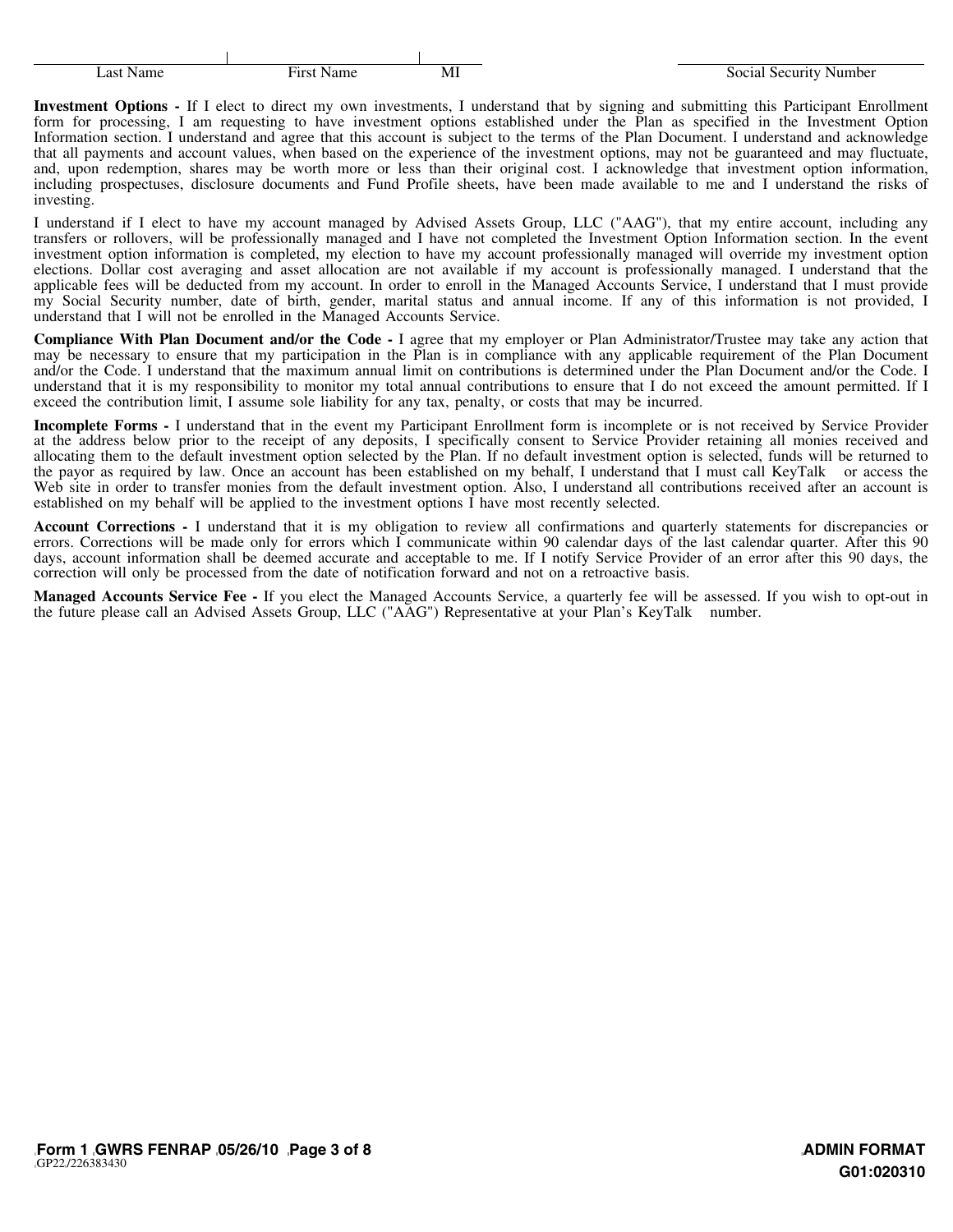| Last Name | First Name | MI | | Social Security Number |
|---|---|---|---|---|
| | | | | |

**Investment Options -** If I elect to direct my own investments, I understand that by signing and submitting this Participant Enrollment form for processing, I am requesting to have investment options established under the Plan as specified in the Investment Option Information section. I understand and agree that this account is subject to the terms of the Plan Document. I understand and acknowledge that all payments and account values, when based on the experience of the investment options, may not be guaranteed and may fluctuate, and, upon redemption, shares may be worth more or less than their original cost. I acknowledge that investment option information, including prospectuses, disclosure documents and Fund Profile sheets, have been made available to me and I understand the risks of investing.

I understand if I elect to have my account managed by Advised Assets Group, LLC ("AAG"), that my entire account, including any transfers or rollovers, will be professionally managed and I have not completed the Investment Option Information section. In the event investment option information is completed, my election to have my account professionally managed will override my investment option elections. Dollar cost averaging and asset allocation are not available if my account is professionally managed. I understand that the applicable fees will be deducted from my account. In order to enroll in the Managed Accounts Service, I understand that I must provide my Social Security number, date of birth, gender, marital status and annual income. If any of this information is not provided, I understand that I will not be enrolled in the Managed Accounts Service.

**Compliance With Plan Document and/or the Code -** I agree that my employer or Plan Administrator/Trustee may take any action that may be necessary to ensure that my participation in the Plan is in compliance with any applicable requirement of the Plan Document and/or the Code. I understand that the maximum annual limit on contributions is determined under the Plan Document and/or the Code. I understand that it is my responsibility to monitor my total annual contributions to ensure that I do not exceed the amount permitted. If I exceed the contribution limit, I assume sole liability for any tax, penalty, or costs that may be incurred.

**Incomplete Forms -** I understand that in the event my Participant Enrollment form is incomplete or is not received by Service Provider at the address below prior to the receipt of any deposits, I specifically consent to Service Provider retaining all monies received and allocating them to the default investment option selected by the Plan. If no default investment option is selected, funds will be returned to the payor as required by law. Once an account has been established on my behalf, I understand that I must call KeyTalk or access the Web site in order to transfer monies from the default investment option. Also, I understand all contributions received after an account is established on my behalf will be applied to the investment options I have most recently selected.

**Account Corrections -** I understand that it is my obligation to review all confirmations and quarterly statements for discrepancies or errors. Corrections will be made only for errors which I communicate within 90 calendar days of the last calendar quarter. After this 90 days, account information shall be deemed accurate and acceptable to me. If I notify Service Provider of an error after this 90 days, the correction will only be processed from the date of notification forward and not on a retroactive basis.

**Managed Accounts Service Fee -** If you elect the Managed Accounts Service, a quarterly fee will be assessed. If you wish to opt-out in the future please call an Advised Assets Group, LLC ("AAG") Representative at your Plan's KeyTalk number.

**Form 1 GWRS FENRAP 05/26/10**
GP22/226383430

**ADMIN FORMAT**
**G01:020310**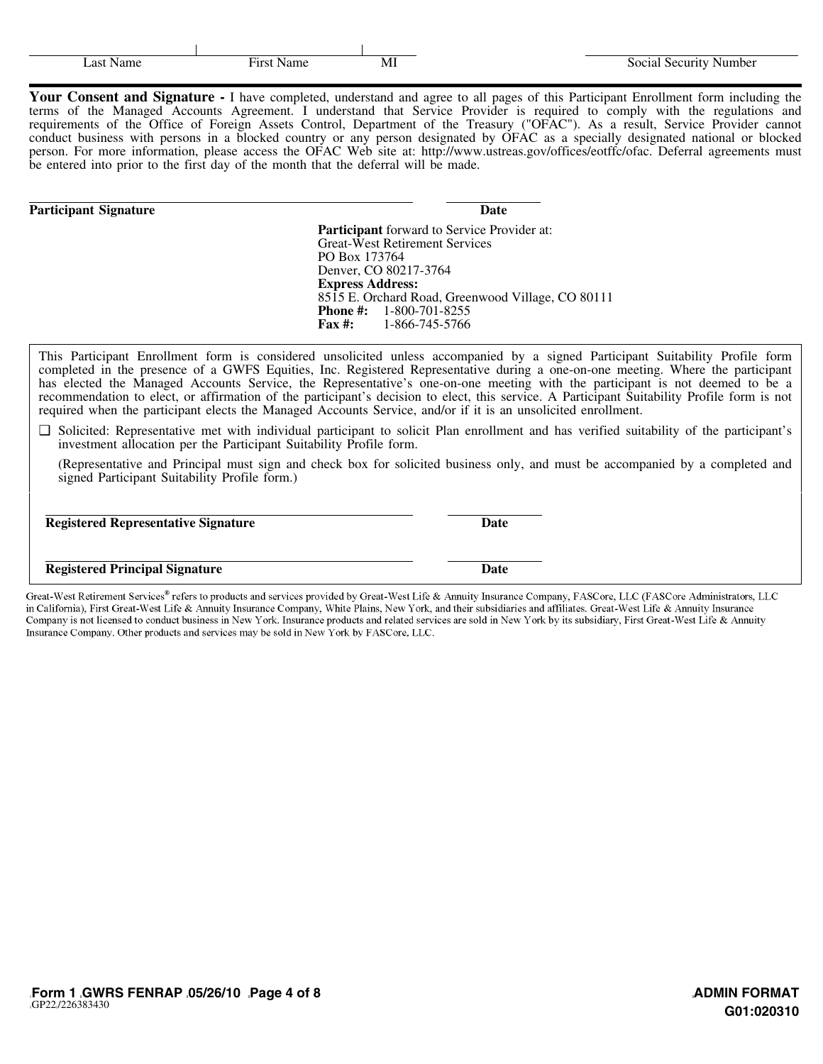| Last Name | First Name | MI | Social Security Number |
|---|---|---|---|
| | | | |

**Your Consent and Signature -** I have completed, understand and agree to all pages of this Participant Enrollment form including the terms of the Managed Accounts Agreement. I understand that Service Provider is required to comply with the regulations and requirements of the Office of Foreign Assets Control, Department of the Treasury ("OFAC"). As a result, Service Provider cannot conduct business with persons in a blocked country or any person designated by OFAC as a specially designated national or blocked person. For more information, please access the OFAC Web site at: http://www.ustreas.gov/offices/eotffc/ofac. Deferral agreements must be entered into prior to the first day of the month that the deferral will be made.

**Participant Signature** _______________________ **Date** ___________

**Participant** forward to Service Provider at:
Great-West Retirement Services
PO Box 173764
Denver, CO 80217-3764
**Express Address:**
8515 E. Orchard Road, Greenwood Village, CO 80111
**Phone #:** 1-800-701-8255
**Fax #:** 1-866-745-5766

This Participant Enrollment form is considered unsolicited unless accompanied by a signed Participant Suitability Profile form completed in the presence of a GWFS Equities, Inc. Registered Representative during a one-on-one meeting. Where the participant has elected the Managed Accounts Service, the Representative's one-on-one meeting with the participant is not deemed to be a recommendation to elect, or affirmation of the participant's decision to elect, this service. A Participant Suitability Profile form is not required when the participant elects the Managed Accounts Service, and/or if it is an unsolicited enrollment.

❑ Solicited: Representative met with individual participant to solicit Plan enrollment and has verified suitability of the participant's investment allocation per the Participant Suitability Profile form.

(Representative and Principal must sign and check box for solicited business only, and must be accompanied by a completed and signed Participant Suitability Profile form.)

**Registered Representative Signature** _______________________ **Date** ___________

**Registered Principal Signature** _______________________ **Date** ___________

Great-West Retirement Services® refers to products and services provided by Great-West Life & Annuity Insurance Company, FASCore, LLC (FASCore Administrators, LLC in California), First Great-West Life & Annuity Insurance Company, White Plains, New York, and their subsidiaries and affiliates. Great-West Life & Annuity Insurance Company is not licensed to conduct business in New York. Insurance products and related services are sold in New York by its subsidiary, First Great-West Life & Annuity Insurance Company. Other products and services may be sold in New York by FASCore, LLC.

**Form 1 GWRS FENRAP 05/26/10**
GP22/226383430

**ADMIN FORMAT**
**G01:020310**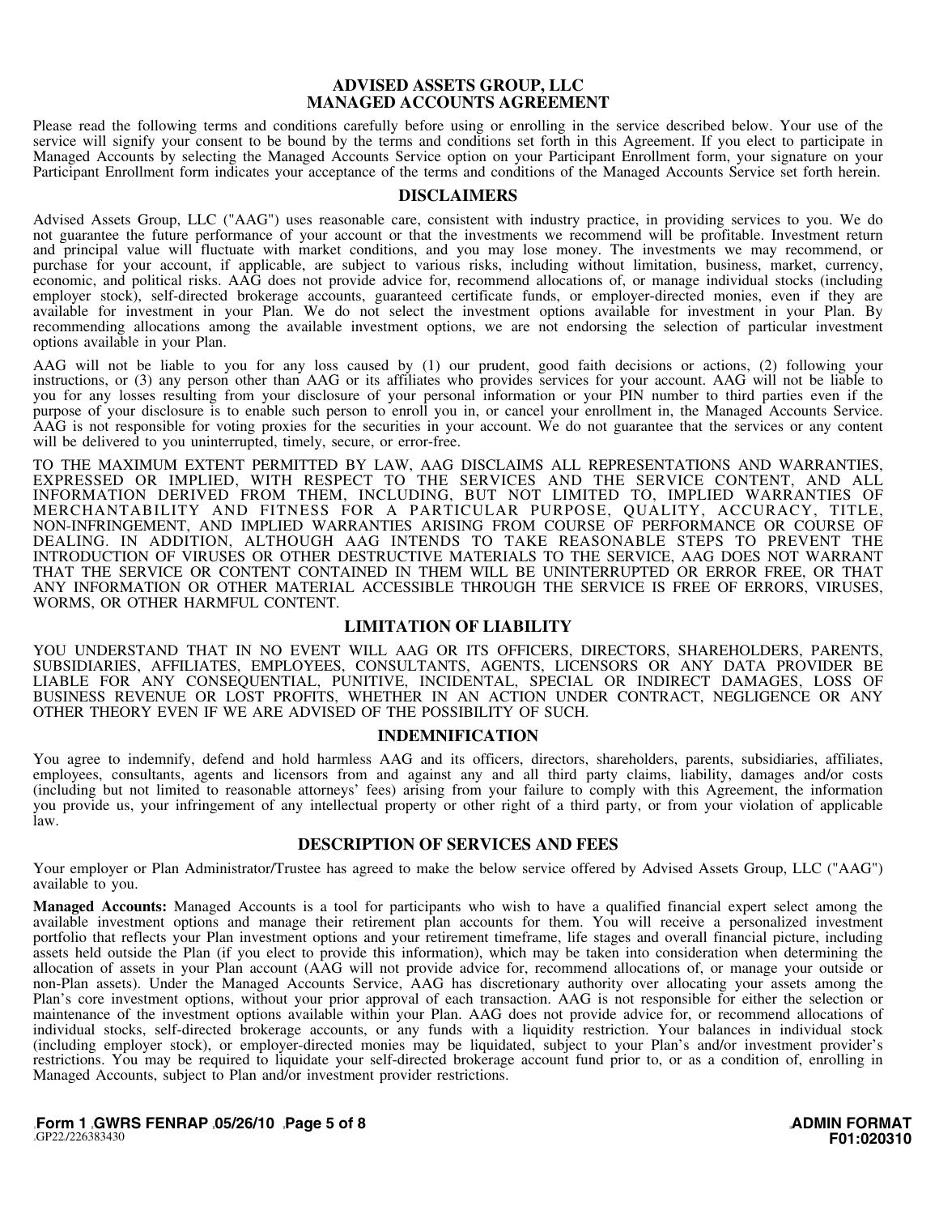# ADVISED ASSETS GROUP, LLC
# MANAGED ACCOUNTS AGREEMENT

Please read the following terms and conditions carefully before using or enrolling in the service described below. Your use of the service will signify your consent to be bound by the terms and conditions set forth in this Agreement. If you elect to participate in Managed Accounts by selecting the Managed Accounts Service option on your Participant Enrollment form, your signature on your Participant Enrollment form indicates your acceptance of the terms and conditions of the Managed Accounts Service set forth herein.

## DISCLAIMERS

Advised Assets Group, LLC ("AAG") uses reasonable care, consistent with industry practice, in providing services to you. We do not guarantee the future performance of your account or that the investments we recommend will be profitable. Investment return and principal value will fluctuate with market conditions, and you may lose money. The investments we may recommend, or purchase for your account, if applicable, are subject to various risks, including without limitation, business, market, currency, economic, and political risks. AAG does not provide advice for, recommend allocations of, or manage individual stocks (including employer stock), self-directed brokerage accounts, guaranteed certificate funds, or employer-directed monies, even if they are available for investment in your Plan. We do not select the investment options available for investment in your Plan. By recommending allocations among the available investment options, we are not endorsing the selection of particular investment options available in your Plan.

AAG will not be liable to you for any loss caused by (1) our prudent, good faith decisions or actions, (2) following your instructions, or (3) any person other than AAG or its affiliates who provides services for your account. AAG will not be liable to you for any losses resulting from your disclosure of your personal information or your PIN number to third parties even if the purpose of your disclosure is to enable such person to enroll you in, or cancel your enrollment in, the Managed Accounts Service. AAG is not responsible for voting proxies for the securities in your account. We do not guarantee that the services or any content will be delivered to you uninterrupted, timely, secure, or error-free.

TO THE MAXIMUM EXTENT PERMITTED BY LAW, AAG DISCLAIMS ALL REPRESENTATIONS AND WARRANTIES, EXPRESSED OR IMPLIED, WITH RESPECT TO THE SERVICES AND THE SERVICE CONTENT, AND ALL INFORMATION DERIVED FROM THEM, INCLUDING, BUT NOT LIMITED TO, IMPLIED WARRANTIES OF MERCHANTABILITY AND FITNESS FOR A PARTICULAR PURPOSE, QUALITY, ACCURACY, TITLE, NON-INFRINGEMENT, AND IMPLIED WARRANTIES ARISING FROM COURSE OF PERFORMANCE OR COURSE OF DEALING. IN ADDITION, ALTHOUGH AAG INTENDS TO TAKE REASONABLE STEPS TO PREVENT THE INTRODUCTION OF VIRUSES OR OTHER DESTRUCTIVE MATERIALS TO THE SERVICE, AAG DOES NOT WARRANT THAT THE SERVICE OR CONTENT CONTAINED IN THEM WILL BE UNINTERRUPTED OR ERROR FREE, OR THAT ANY INFORMATION OR OTHER MATERIAL ACCESSIBLE THROUGH THE SERVICE IS FREE OF ERRORS, VIRUSES, WORMS, OR OTHER HARMFUL CONTENT.

## LIMITATION OF LIABILITY

YOU UNDERSTAND THAT IN NO EVENT WILL AAG OR ITS OFFICERS, DIRECTORS, SHAREHOLDERS, PARENTS, SUBSIDIARIES, AFFILIATES, EMPLOYEES, CONSULTANTS, AGENTS, LICENSORS OR ANY DATA PROVIDER BE LIABLE FOR ANY CONSEQUENTIAL, PUNITIVE, INCIDENTAL, SPECIAL OR INDIRECT DAMAGES, LOSS OF BUSINESS REVENUE OR LOST PROFITS, WHETHER IN AN ACTION UNDER CONTRACT, NEGLIGENCE OR ANY OTHER THEORY EVEN IF WE ARE ADVISED OF THE POSSIBILITY OF SUCH.

## INDEMNIFICATION

You agree to indemnify, defend and hold harmless AAG and its officers, directors, shareholders, parents, subsidiaries, affiliates, employees, consultants, agents and licensors from and against any and all third party claims, liability, damages and/or costs (including but not limited to reasonable attorneys' fees) arising from your failure to comply with this Agreement, the information you provide us, your infringement of any intellectual property or other right of a third party, or from your violation of applicable law.

## DESCRIPTION OF SERVICES AND FEES

Your employer or Plan Administrator/Trustee has agreed to make the below service offered by Advised Assets Group, LLC ("AAG") available to you.

**Managed Accounts:** Managed Accounts is a tool for participants who wish to have a qualified financial expert select among the available investment options and manage their retirement plan accounts for them. You will receive a personalized investment portfolio that reflects your Plan investment options and your retirement timeframe, life stages and overall financial picture, including assets held outside the Plan (if you elect to provide this information), which may be taken into consideration when determining the allocation of assets in your Plan account (AAG will not provide advice for, recommend allocations of, or manage your outside or non-Plan assets). Under the Managed Accounts Service, AAG has discretionary authority over allocating your assets among the Plan's core investment options, without your prior approval of each transaction. AAG is not responsible for either the selection or maintenance of the investment options available within your Plan. AAG does not provide advice for, or recommend allocations of individual stocks, self-directed brokerage accounts, or any funds with a liquidity restriction. Your balances in individual stock (including employer stock), or employer-directed monies may be liquidated, subject to your Plan's and/or investment provider's restrictions. You may be required to liquidate your self-directed brokerage account fund prior to, or as a condition of, enrolling in Managed Accounts, subject to Plan and/or investment provider restrictions.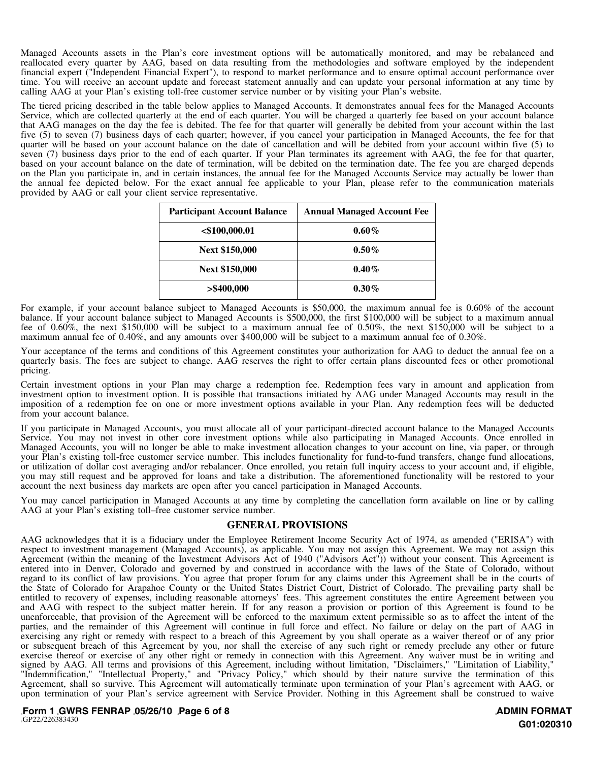Managed Accounts assets in the Plan's core investment options will be automatically monitored, and may be rebalanced and reallocated every quarter by AAG, based on data resulting from the methodologies and software employed by the independent financial expert ("Independent Financial Expert"), to respond to market performance and to ensure optimal account performance over time. You will receive an account update and forecast statement annually and can update your personal information at any time by calling AAG at your Plan's existing toll-free customer service number or by visiting your Plan's website.

The tiered pricing described in the table below applies to Managed Accounts. It demonstrates annual fees for the Managed Accounts Service, which are collected quarterly at the end of each quarter. You will be charged a quarterly fee based on your account balance that AAG manages on the day the fee is debited. The fee for that quarter will generally be debited from your account within the last five (5) to seven (7) business days of each quarter; however, if you cancel your participation in Managed Accounts, the fee for that quarter will be based on your account balance on the date of cancellation and will be debited from your account within five (5) to seven (7) business days prior to the end of each quarter. If your Plan terminates its agreement with AAG, the fee for that quarter, based on your account balance on the date of termination, will be debited on the termination date. The fee you are charged depends on the Plan you participate in, and in certain instances, the annual fee for the Managed Accounts Service may actually be lower than the annual fee depicted below. For the exact annual fee applicable to your Plan, please refer to the communication materials provided by AAG or call your client service representative.

| Participant Account Balance | Annual Managed Account Fee |
|---|---|
| **<$100,000.01** | **0.60%** |
| **Next $150,000** | **0.50%** |
| **Next $150,000** | **0.40%** |
| **>$400,000** | **0.30%** |

For example, if your account balance subject to Managed Accounts is $50,000, the maximum annual fee is 0.60% of the account balance. If your account balance subject to Managed Accounts is $500,000, the first $100,000 will be subject to a maximum annual fee of 0.60%, the next $150,000 will be subject to a maximum annual fee of 0.50%, the next $150,000 will be subject to a maximum annual fee of 0.40%, and any amounts over $400,000 will be subject to a maximum annual fee of 0.30%.

Your acceptance of the terms and conditions of this Agreement constitutes your authorization for AAG to deduct the annual fee on a quarterly basis. The fees are subject to change. AAG reserves the right to offer certain plans discounted fees or other promotional pricing.

Certain investment options in your Plan may charge a redemption fee. Redemption fees vary in amount and application from investment option to investment option. It is possible that transactions initiated by AAG under Managed Accounts may result in the imposition of a redemption fee on one or more investment options available in your Plan. Any redemption fees will be deducted from your account balance.

If you participate in Managed Accounts, you must allocate all of your participant-directed account balance to the Managed Accounts Service. You may not invest in other core investment options while also participating in Managed Accounts. Once enrolled in Managed Accounts, you will no longer be able to make investment allocation changes to your account on line, via paper, or through your Plan's existing toll-free customer service number. This includes functionality for fund-to-fund transfers, change fund allocations, or utilization of dollar cost averaging and/or rebalancer. Once enrolled, you retain full inquiry access to your account and, if eligible, you may still request and be approved for loans and take a distribution. The aforementioned functionality will be restored to your account the next business day markets are open after you cancel participation in Managed Accounts.

You may cancel participation in Managed Accounts at any time by completing the cancellation form available on line or by calling AAG at your Plan's existing toll–free customer service number.

## GENERAL PROVISIONS

AAG acknowledges that it is a fiduciary under the Employee Retirement Income Security Act of 1974, as amended ("ERISA") with respect to investment management (Managed Accounts), as applicable. You may not assign this Agreement. We may not assign this Agreement (within the meaning of the Investment Advisors Act of 1940 ("Advisors Act")) without your consent. This Agreement is entered into in Denver, Colorado and governed by and construed in accordance with the laws of the State of Colorado, without regard to its conflict of law provisions. You agree that proper forum for any claims under this Agreement shall be in the courts of the State of Colorado for Arapahoe County or the United States District Court, District of Colorado. The prevailing party shall be entitled to recovery of expenses, including reasonable attorneys' fees. This agreement constitutes the entire Agreement between you and AAG with respect to the subject matter herein. If for any reason a provision or portion of this Agreement is found to be unenforceable, that provision of the Agreement will be enforced to the maximum extent permissible so as to affect the intent of the parties, and the remainder of this Agreement will continue in full force and effect. No failure or delay on the part of AAG in exercising any right or remedy with respect to a breach of this Agreement by you shall operate as a waiver thereof or of any prior or subsequent breach of this Agreement by you, nor shall the exercise of any such right or remedy preclude any other or future exercise thereof or exercise of any other right or remedy in connection with this Agreement. Any waiver must be in writing and signed by AAG. All terms and provisions of this Agreement, including without limitation, "Disclaimers," "Limitation of Liability," "Indemnification," "Intellectual Property," and "Privacy Policy," which should by their nature survive the termination of this Agreement, shall so survive. This Agreement will automatically terminate upon termination of your Plan's agreement with AAG, or upon termination of your Plan's service agreement with Service Provider. Nothing in this Agreement shall be construed to waive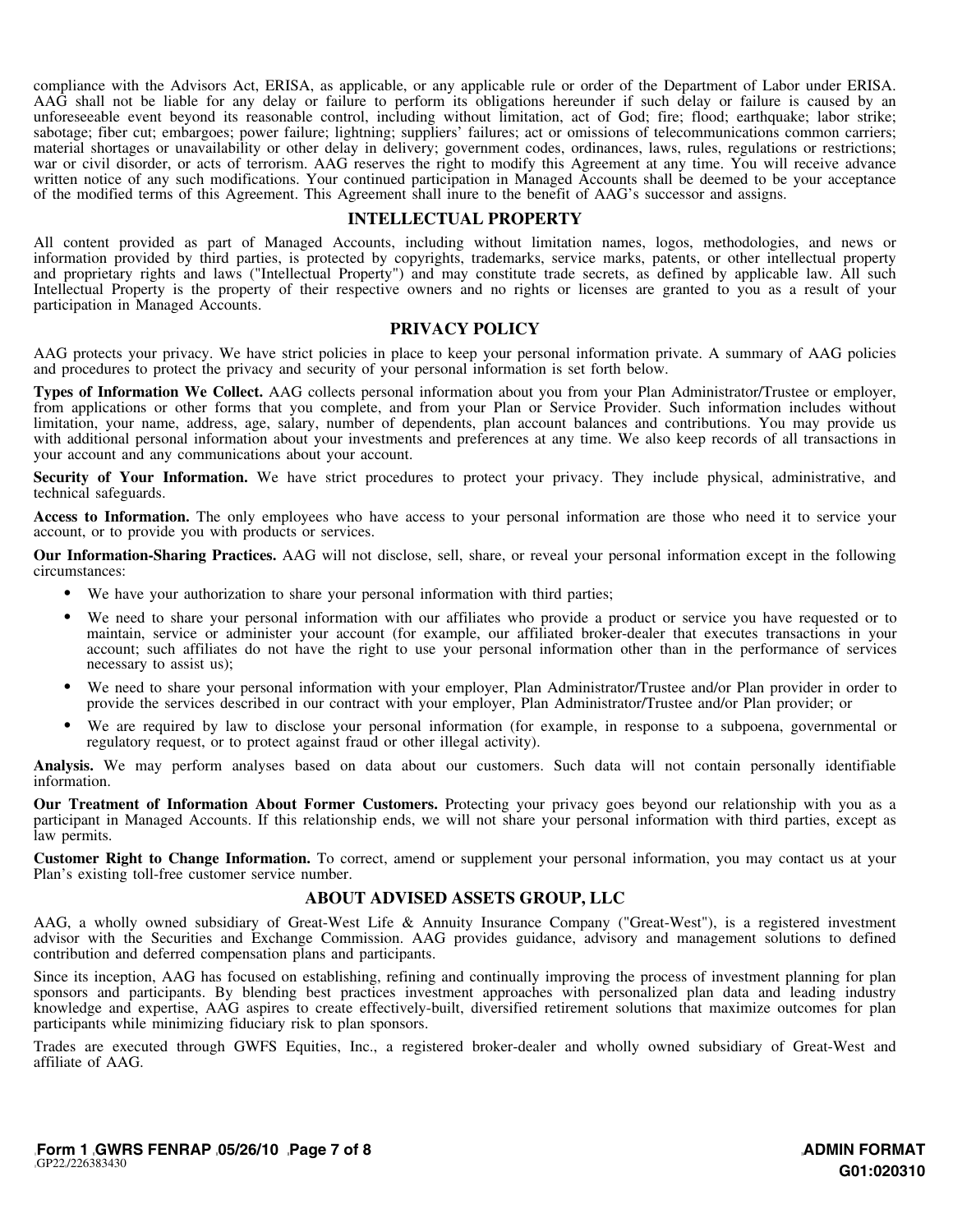compliance with the Advisors Act, ERISA, as applicable, or any applicable rule or order of the Department of Labor under ERISA. AAG shall not be liable for any delay or failure to perform its obligations hereunder if such delay or failure is caused by an unforeseeable event beyond its reasonable control, including without limitation, act of God; fire; flood; earthquake; labor strike; sabotage; fiber cut; embargoes; power failure; lightning; suppliers' failures; act or omissions of telecommunications common carriers; material shortages or unavailability or other delay in delivery; government codes, ordinances, laws, rules, regulations or restrictions; war or civil disorder, or acts of terrorism. AAG reserves the right to modify this Agreement at any time. You will receive advance written notice of any such modifications. Your continued participation in Managed Accounts shall be deemed to be your acceptance of the modified terms of this Agreement. This Agreement shall inure to the benefit of AAG's successor and assigns.

## INTELLECTUAL PROPERTY

All content provided as part of Managed Accounts, including without limitation names, logos, methodologies, and news or information provided by third parties, is protected by copyrights, trademarks, service marks, patents, or other intellectual property and proprietary rights and laws ("Intellectual Property") and may constitute trade secrets, as defined by applicable law. All such Intellectual Property is the property of their respective owners and no rights or licenses are granted to you as a result of your participation in Managed Accounts.

## PRIVACY POLICY

AAG protects your privacy. We have strict policies in place to keep your personal information private. A summary of AAG policies and procedures to protect the privacy and security of your personal information is set forth below.

**Types of Information We Collect.** AAG collects personal information about you from your Plan Administrator/Trustee or employer, from applications or other forms that you complete, and from your Plan or Service Provider. Such information includes without limitation, your name, address, age, salary, number of dependents, plan account balances and contributions. You may provide us with additional personal information about your investments and preferences at any time. We also keep records of all transactions in your account and any communications about your account.

**Security of Your Information.** We have strict procedures to protect your privacy. They include physical, administrative, and technical safeguards.

**Access to Information.** The only employees who have access to your personal information are those who need it to service your account, or to provide you with products or services.

**Our Information-Sharing Practices.** AAG will not disclose, sell, share, or reveal your personal information except in the following circumstances:

- We have your authorization to share your personal information with third parties;
- We need to share your personal information with our affiliates who provide a product or service you have requested or to maintain, service or administer your account (for example, our affiliated broker-dealer that executes transactions in your account; such affiliates do not have the right to use your personal information other than in the performance of services necessary to assist us);
- We need to share your personal information with your employer, Plan Administrator/Trustee and/or Plan provider in order to provide the services described in our contract with your employer, Plan Administrator/Trustee and/or Plan provider; or
- We are required by law to disclose your personal information (for example, in response to a subpoena, governmental or regulatory request, or to protect against fraud or other illegal activity).

**Analysis.** We may perform analyses based on data about our customers. Such data will not contain personally identifiable information.

**Our Treatment of Information About Former Customers.** Protecting your privacy goes beyond our relationship with you as a participant in Managed Accounts. If this relationship ends, we will not share your personal information with third parties, except as law permits.

**Customer Right to Change Information.** To correct, amend or supplement your personal information, you may contact us at your Plan's existing toll-free customer service number.

## ABOUT ADVISED ASSETS GROUP, LLC

AAG, a wholly owned subsidiary of Great-West Life & Annuity Insurance Company ("Great-West"), is a registered investment advisor with the Securities and Exchange Commission. AAG provides guidance, advisory and management solutions to defined contribution and deferred compensation plans and participants.

Since its inception, AAG has focused on establishing, refining and continually improving the process of investment planning for plan sponsors and participants. By blending best practices investment approaches with personalized plan data and leading industry knowledge and expertise, AAG aspires to create effectively-built, diversified retirement solutions that maximize outcomes for plan participants while minimizing fiduciary risk to plan sponsors.

Trades are executed through GWFS Equities, Inc., a registered broker-dealer and wholly owned subsidiary of Great-West and affiliate of AAG.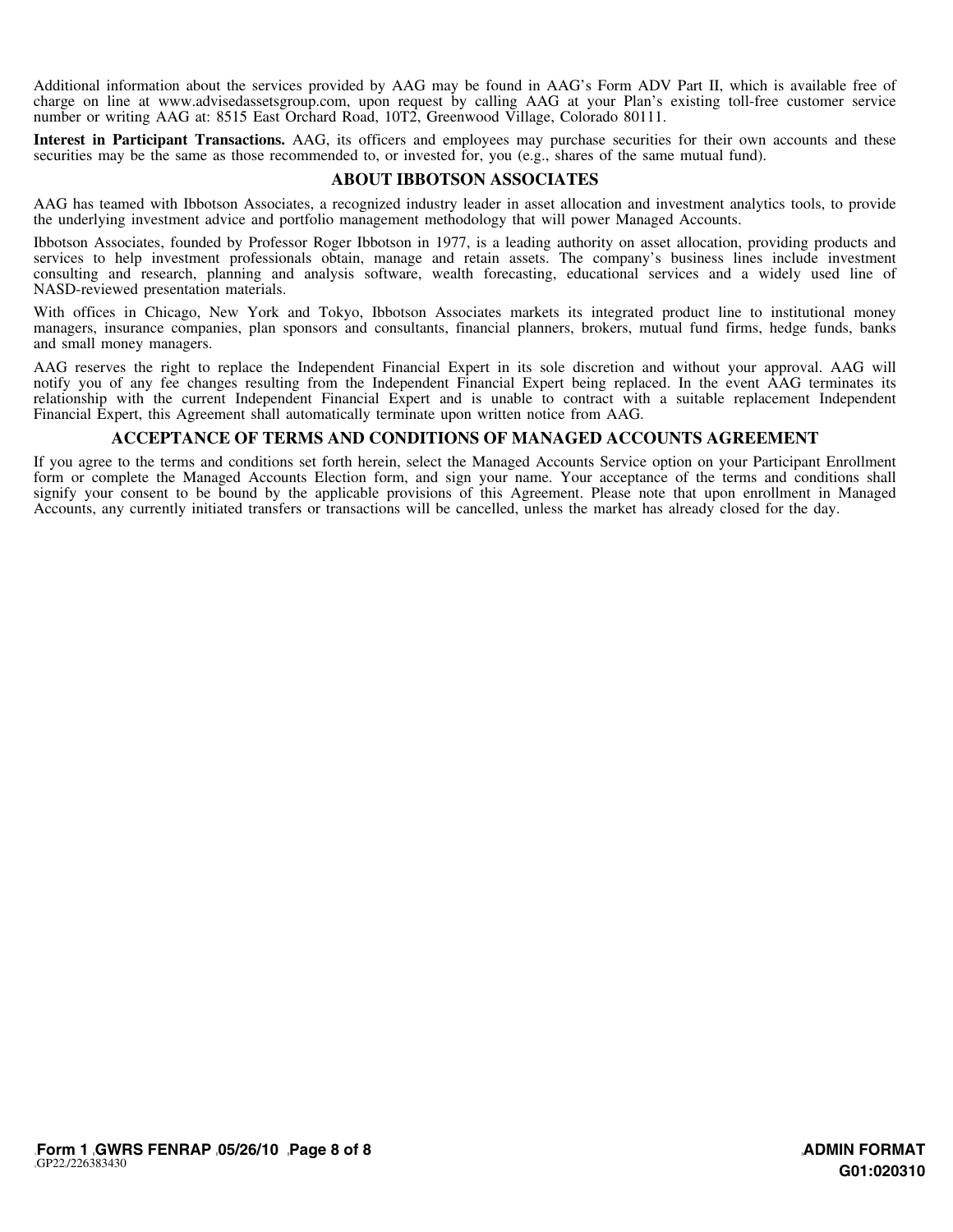Additional information about the services provided by AAG may be found in AAG's Form ADV Part II, which is available free of charge on line at www.advisedassetsgroup.com, upon request by calling AAG at your Plan's existing toll-free customer service number or writing AAG at: 8515 East Orchard Road, 10T2, Greenwood Village, Colorado 80111.

**Interest in Participant Transactions.** AAG, its officers and employees may purchase securities for their own accounts and these securities may be the same as those recommended to, or invested for, you (e.g., shares of the same mutual fund).

## ABOUT IBBOTSON ASSOCIATES

AAG has teamed with Ibbotson Associates, a recognized industry leader in asset allocation and investment analytics tools, to provide the underlying investment advice and portfolio management methodology that will power Managed Accounts.

Ibbotson Associates, founded by Professor Roger Ibbotson in 1977, is a leading authority on asset allocation, providing products and services to help investment professionals obtain, manage and retain assets. The company's business lines include investment consulting and research, planning and analysis software, wealth forecasting, educational services and a widely used line of NASD-reviewed presentation materials.

With offices in Chicago, New York and Tokyo, Ibbotson Associates markets its integrated product line to institutional money managers, insurance companies, plan sponsors and consultants, financial planners, brokers, mutual fund firms, hedge funds, banks and small money managers.

AAG reserves the right to replace the Independent Financial Expert in its sole discretion and without your approval. AAG will notify you of any fee changes resulting from the Independent Financial Expert being replaced. In the event AAG terminates its relationship with the current Independent Financial Expert and is unable to contract with a suitable replacement Independent Financial Expert, this Agreement shall automatically terminate upon written notice from AAG.

## ACCEPTANCE OF TERMS AND CONDITIONS OF MANAGED ACCOUNTS AGREEMENT

If you agree to the terms and conditions set forth herein, select the Managed Accounts Service option on your Participant Enrollment form or complete the Managed Accounts Election form, and sign your name. Your acceptance of the terms and conditions shall signify your consent to be bound by the applicable provisions of this Agreement. Please note that upon enrollment in Managed Accounts, any currently initiated transfers or transactions will be cancelled, unless the market has already closed for the day.